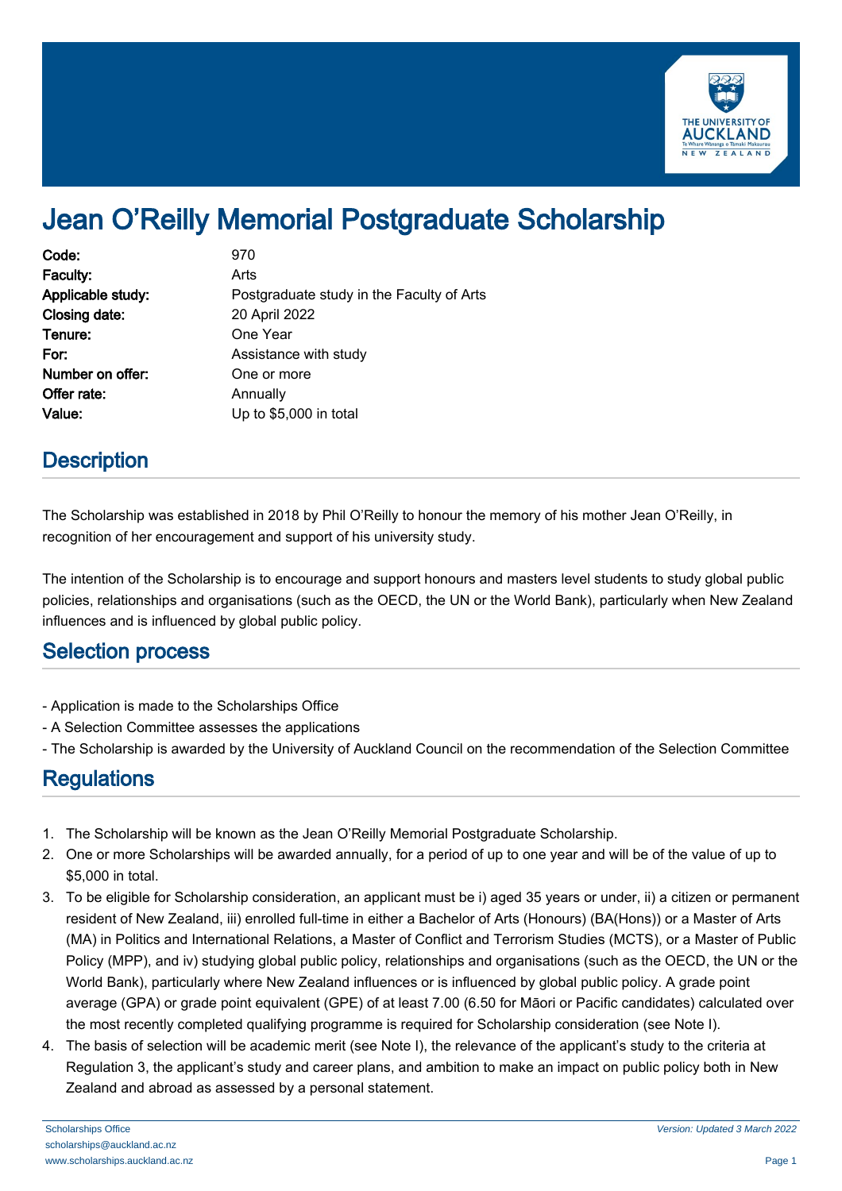# Jean O'Reilly Memorial Postgraduate Scholarship

| | |
|---|---|
| **Code:** | 970 |
| **Faculty:** | Arts |
| **Applicable study:** | Postgraduate study in the Faculty of Arts |
| **Closing date:** | 20 April 2022 |
| **Tenure:** | One Year |
| **For:** | Assistance with study |
| **Number on offer:** | One or more |
| **Offer rate:** | Annually |
| **Value:** | Up to $5,000 in total |

## Description

The Scholarship was established in 2018 by Phil O'Reilly to honour the memory of his mother Jean O'Reilly, in recognition of her encouragement and support of his university study.

The intention of the Scholarship is to encourage and support honours and masters level students to study global public policies, relationships and organisations (such as the OECD, the UN or the World Bank), particularly when New Zealand influences and is influenced by global public policy.

## Selection process

- Application is made to the Scholarships Office
- A Selection Committee assesses the applications
- The Scholarship is awarded by the University of Auckland Council on the recommendation of the Selection Committee

## Regulations

1. The Scholarship will be known as the Jean O'Reilly Memorial Postgraduate Scholarship.
2. One or more Scholarships will be awarded annually, for a period of up to one year and will be of the value of up to $5,000 in total.
3. To be eligible for Scholarship consideration, an applicant must be i) aged 35 years or under, ii) a citizen or permanent resident of New Zealand, iii) enrolled full-time in either a Bachelor of Arts (Honours) (BA(Hons)) or a Master of Arts (MA) in Politics and International Relations, a Master of Conflict and Terrorism Studies (MCTS), or a Master of Public Policy (MPP), and iv) studying global public policy, relationships and organisations (such as the OECD, the UN or the World Bank), particularly where New Zealand influences or is influenced by global public policy. A grade point average (GPA) or grade point equivalent (GPE) of at least 7.00 (6.50 for Māori or Pacific candidates) calculated over the most recently completed qualifying programme is required for Scholarship consideration (see Note I).
4. The basis of selection will be academic merit (see Note I), the relevance of the applicant's study to the criteria at Regulation 3, the applicant's study and career plans, and ambition to make an impact on public policy both in New Zealand and abroad as assessed by a personal statement.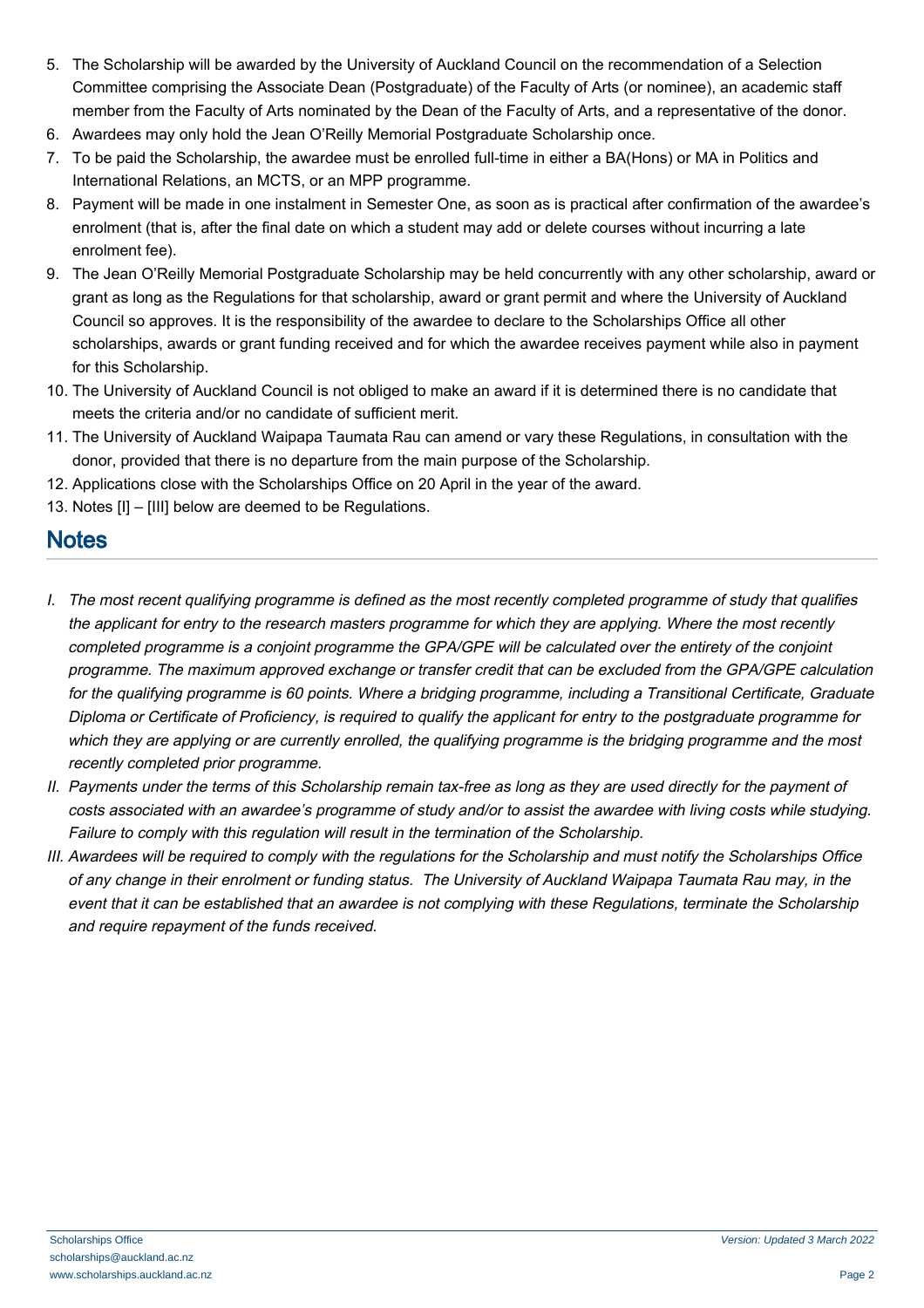5. The Scholarship will be awarded by the University of Auckland Council on the recommendation of a Selection Committee comprising the Associate Dean (Postgraduate) of the Faculty of Arts (or nominee), an academic staff member from the Faculty of Arts nominated by the Dean of the Faculty of Arts, and a representative of the donor.
6. Awardees may only hold the Jean O'Reilly Memorial Postgraduate Scholarship once.
7. To be paid the Scholarship, the awardee must be enrolled full-time in either a BA(Hons) or MA in Politics and International Relations, an MCTS, or an MPP programme.
8. Payment will be made in one instalment in Semester One, as soon as is practical after confirmation of the awardee's enrolment (that is, after the final date on which a student may add or delete courses without incurring a late enrolment fee).
9. The Jean O'Reilly Memorial Postgraduate Scholarship may be held concurrently with any other scholarship, award or grant as long as the Regulations for that scholarship, award or grant permit and where the University of Auckland Council so approves. It is the responsibility of the awardee to declare to the Scholarships Office all other scholarships, awards or grant funding received and for which the awardee receives payment while also in payment for this Scholarship.
10. The University of Auckland Council is not obliged to make an award if it is determined there is no candidate that meets the criteria and/or no candidate of sufficient merit.
11. The University of Auckland Waipapa Taumata Rau can amend or vary these Regulations, in consultation with the donor, provided that there is no departure from the main purpose of the Scholarship.
12. Applications close with the Scholarships Office on 20 April in the year of the award.
13. Notes [I] – [III] below are deemed to be Regulations.

## Notes

I. *The most recent qualifying programme is defined as the most recently completed programme of study that qualifies the applicant for entry to the research masters programme for which they are applying. Where the most recently completed programme is a conjoint programme the GPA/GPE will be calculated over the entirety of the conjoint programme. The maximum approved exchange or transfer credit that can be excluded from the GPA/GPE calculation for the qualifying programme is 60 points. Where a bridging programme, including a Transitional Certificate, Graduate Diploma or Certificate of Proficiency, is required to qualify the applicant for entry to the postgraduate programme for which they are applying or are currently enrolled, the qualifying programme is the bridging programme and the most recently completed prior programme.*

II. *Payments under the terms of this Scholarship remain tax-free as long as they are used directly for the payment of costs associated with an awardee's programme of study and/or to assist the awardee with living costs while studying. Failure to comply with this regulation will result in the termination of the Scholarship.*

III. *Awardees will be required to comply with the regulations for the Scholarship and must notify the Scholarships Office of any change in their enrolment or funding status. The University of Auckland Waipapa Taumata Rau may, in the event that it can be established that an awardee is not complying with these Regulations, terminate the Scholarship and require repayment of the funds received.*